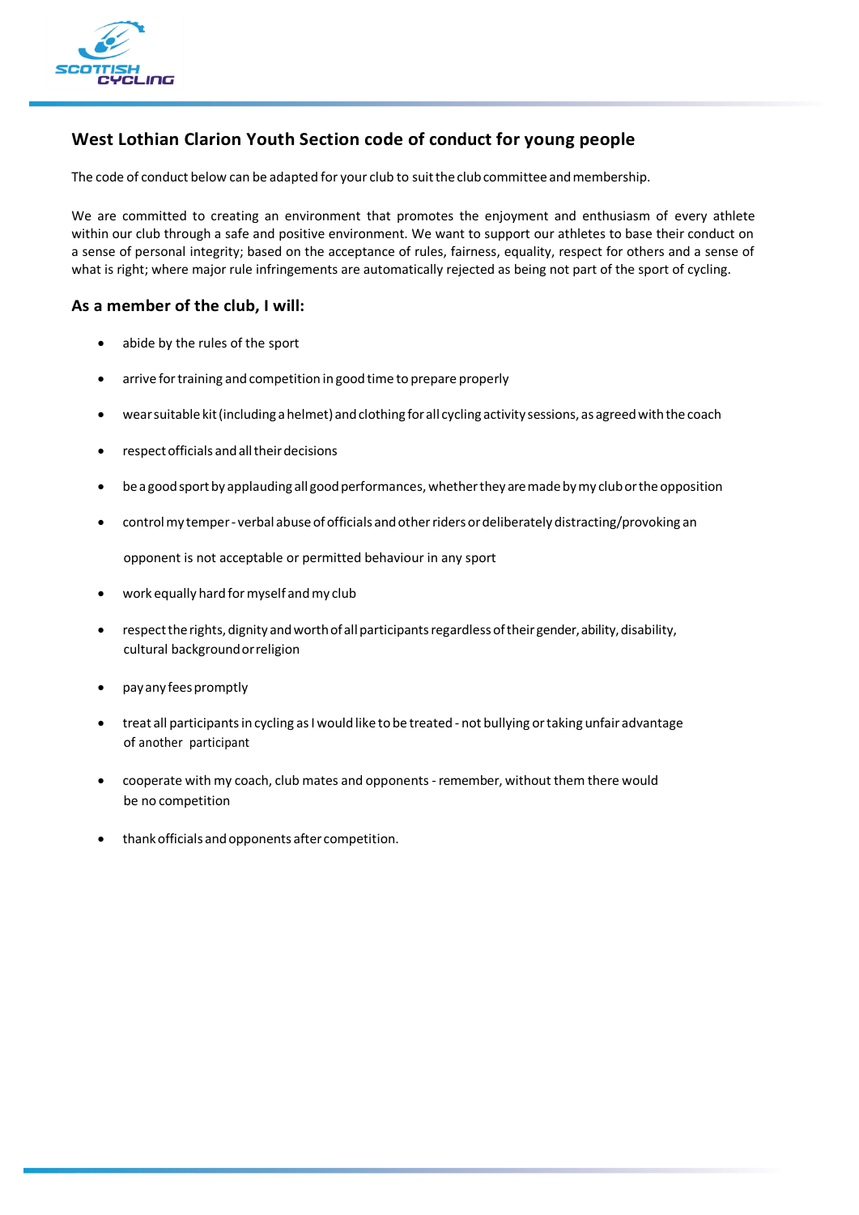## West Lothian Clarion Youth Section code of conduct for young people

The code of conduct below can be adapted for your club to suit the club committee and membership.

We are committed to creating an environment that promotes the enjoyment and enthusiasm of every athlete within our club through a safe and positive environment. We want to support our athletes to base their conduct on a sense of personal integrity; based on the acceptance of rules, fairness, equality, respect for others and a sense of what is right; where major rule infringements are automatically rejected as being not part of the sport of cycling.

### As a member of the club, I will:

- abide by the rules of the sport
- arrive for training and competition in good time to prepare properly
- wear suitable kit (including a helmet) and clothing for all cycling activity sessions, as agreed with the coach
- respect officials and all their decisions
- be a good sport by applauding all good performances, whether they are made by my club or the opposition
- control my temper - verbal abuse of officials and other riders or deliberately distracting/provoking an opponent is not acceptable or permitted behaviour in any sport
- work equally hard for myself and my club
- respect the rights, dignity and worth of all participants regardless of their gender, ability, disability, cultural background or religion
- pay any fees promptly
- treat all participants in cycling as I would like to be treated - not bullying or taking unfair advantage of another participant
- cooperate with my coach, club mates and opponents - remember, without them there would be no competition
- thank officials and opponents after competition.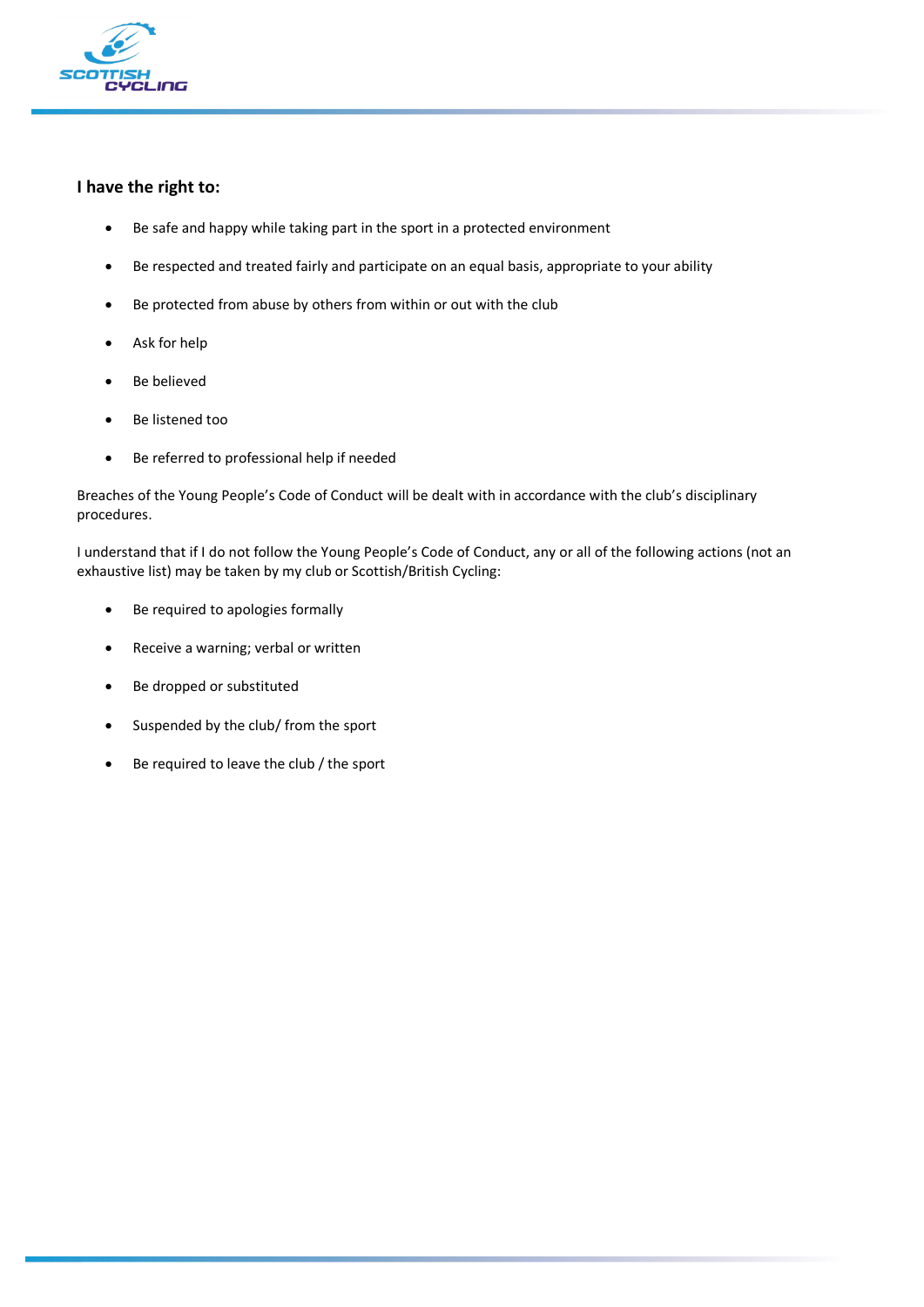### I have the right to:

- Be safe and happy while taking part in the sport in a protected environment
- Be respected and treated fairly and participate on an equal basis, appropriate to your ability
- Be protected from abuse by others from within or out with the club
- Ask for help
- Be believed
- Be listened too
- Be referred to professional help if needed

Breaches of the Young People's Code of Conduct will be dealt with in accordance with the club's disciplinary procedures.

I understand that if I do not follow the Young People's Code of Conduct, any or all of the following actions (not an exhaustive list) may be taken by my club or Scottish/British Cycling:

- Be required to apologies formally
- Receive a warning; verbal or written
- Be dropped or substituted
- Suspended by the club/ from the sport
- Be required to leave the club / the sport